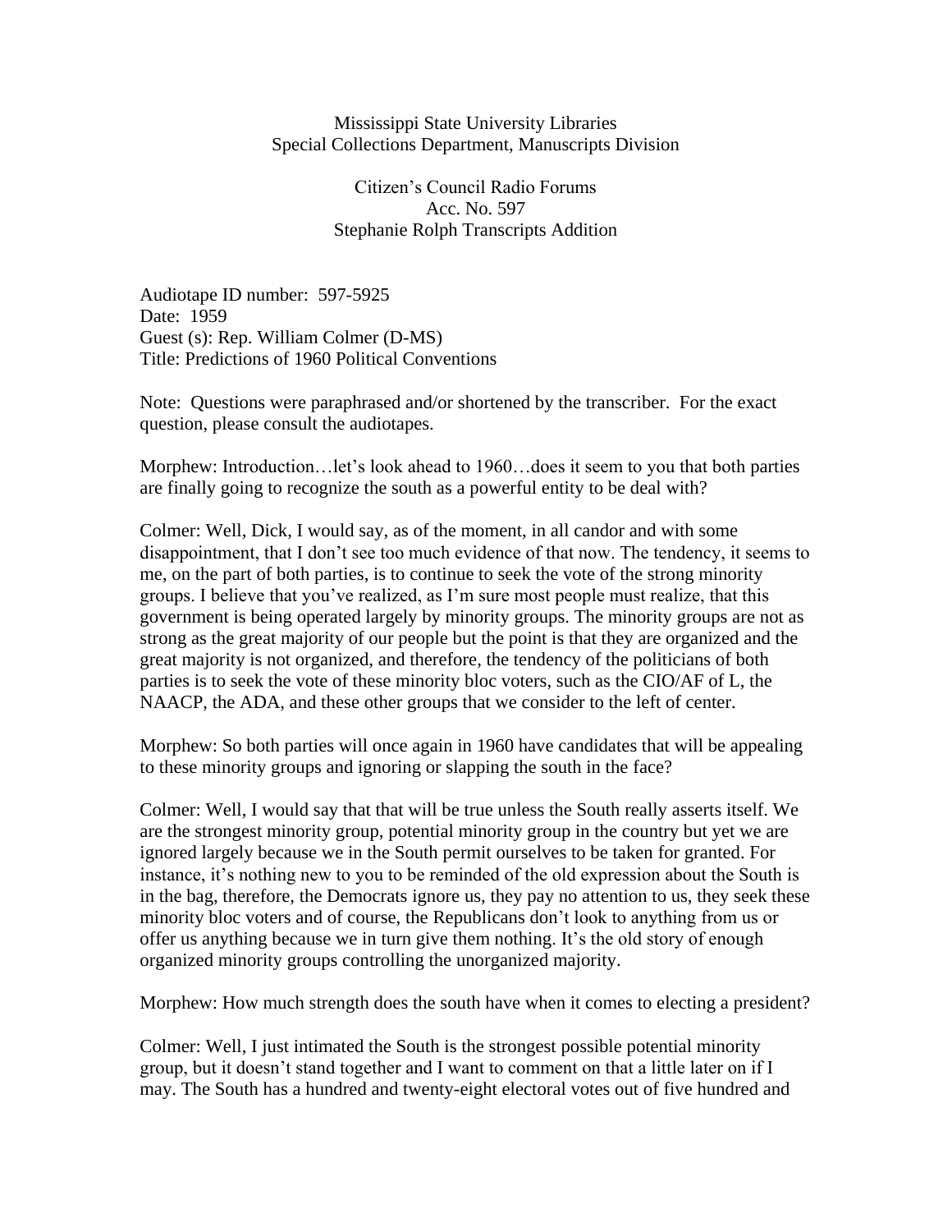Mississippi State University Libraries
Special Collections Department, Manuscripts Division

Citizen's Council Radio Forums
Acc. No. 597
Stephanie Rolph Transcripts Addition

Audiotape ID number: 597-5925
Date: 1959
Guest (s): Rep. William Colmer (D-MS)
Title: Predictions of 1960 Political Conventions

Note: Questions were paraphrased and/or shortened by the transcriber. For the exact question, please consult the audiotapes.

Morphew: Introduction…let's look ahead to 1960…does it seem to you that both parties are finally going to recognize the south as a powerful entity to be deal with?

Colmer: Well, Dick, I would say, as of the moment, in all candor and with some disappointment, that I don't see too much evidence of that now. The tendency, it seems to me, on the part of both parties, is to continue to seek the vote of the strong minority groups. I believe that you've realized, as I'm sure most people must realize, that this government is being operated largely by minority groups. The minority groups are not as strong as the great majority of our people but the point is that they are organized and the great majority is not organized, and therefore, the tendency of the politicians of both parties is to seek the vote of these minority bloc voters, such as the CIO/AF of L, the NAACP, the ADA, and these other groups that we consider to the left of center.

Morphew: So both parties will once again in 1960 have candidates that will be appealing to these minority groups and ignoring or slapping the south in the face?

Colmer: Well, I would say that that will be true unless the South really asserts itself. We are the strongest minority group, potential minority group in the country but yet we are ignored largely because we in the South permit ourselves to be taken for granted. For instance, it's nothing new to you to be reminded of the old expression about the South is in the bag, therefore, the Democrats ignore us, they pay no attention to us, they seek these minority bloc voters and of course, the Republicans don't look to anything from us or offer us anything because we in turn give them nothing. It's the old story of enough organized minority groups controlling the unorganized majority.

Morphew: How much strength does the south have when it comes to electing a president?

Colmer: Well, I just intimated the South is the strongest possible potential minority group, but it doesn't stand together and I want to comment on that a little later on if I may. The South has a hundred and twenty-eight electoral votes out of five hundred and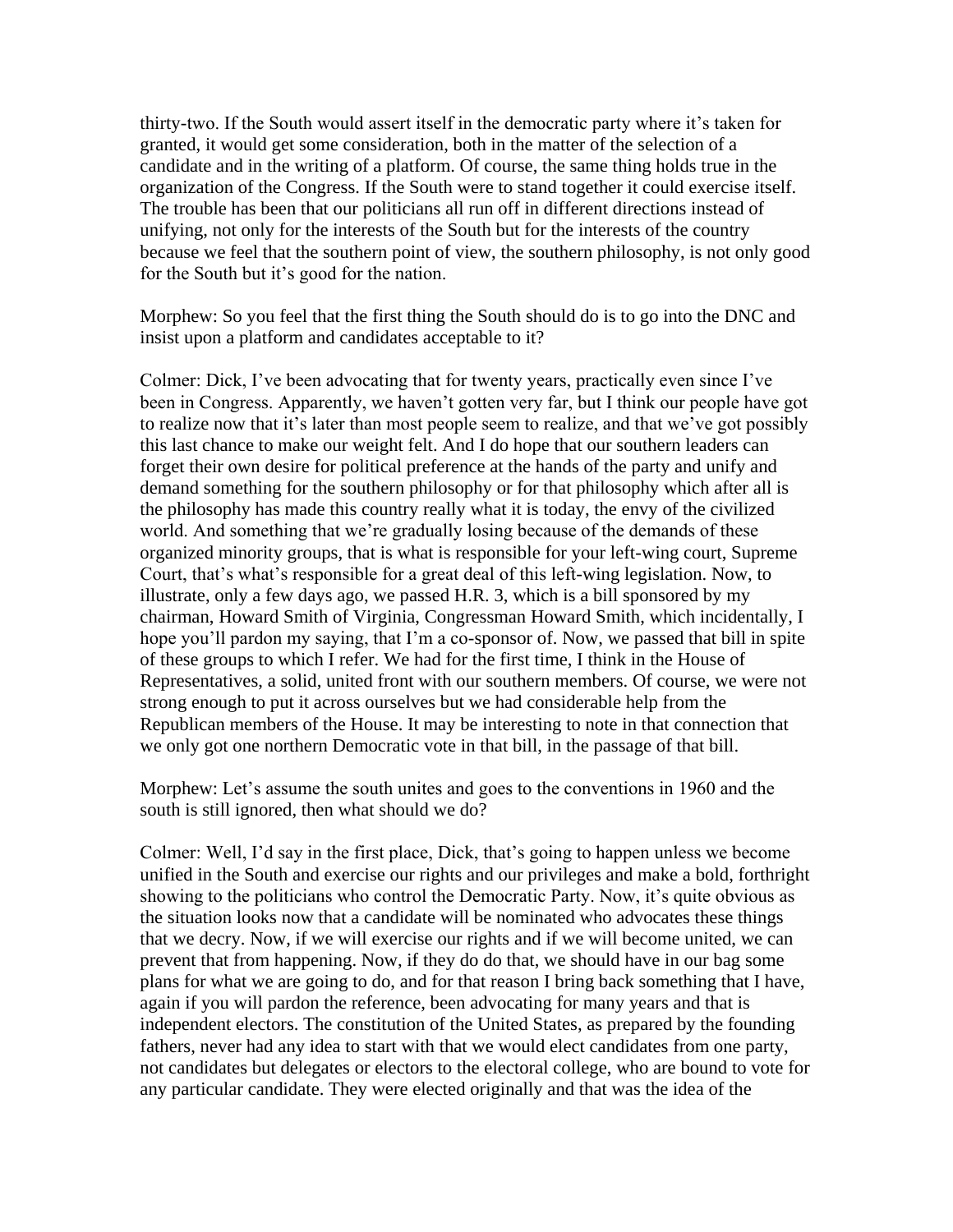thirty-two. If the South would assert itself in the democratic party where it's taken for granted, it would get some consideration, both in the matter of the selection of a candidate and in the writing of a platform. Of course, the same thing holds true in the organization of the Congress. If the South were to stand together it could exercise itself. The trouble has been that our politicians all run off in different directions instead of unifying, not only for the interests of the South but for the interests of the country because we feel that the southern point of view, the southern philosophy, is not only good for the South but it's good for the nation.

Morphew: So you feel that the first thing the South should do is to go into the DNC and insist upon a platform and candidates acceptable to it?

Colmer: Dick, I've been advocating that for twenty years, practically even since I've been in Congress. Apparently, we haven't gotten very far, but I think our people have got to realize now that it's later than most people seem to realize, and that we've got possibly this last chance to make our weight felt. And I do hope that our southern leaders can forget their own desire for political preference at the hands of the party and unify and demand something for the southern philosophy or for that philosophy which after all is the philosophy has made this country really what it is today, the envy of the civilized world. And something that we're gradually losing because of the demands of these organized minority groups, that is what is responsible for your left-wing court, Supreme Court, that's what's responsible for a great deal of this left-wing legislation. Now, to illustrate, only a few days ago, we passed H.R. 3, which is a bill sponsored by my chairman, Howard Smith of Virginia, Congressman Howard Smith, which incidentally, I hope you'll pardon my saying, that I'm a co-sponsor of. Now, we passed that bill in spite of these groups to which I refer. We had for the first time, I think in the House of Representatives, a solid, united front with our southern members. Of course, we were not strong enough to put it across ourselves but we had considerable help from the Republican members of the House. It may be interesting to note in that connection that we only got one northern Democratic vote in that bill, in the passage of that bill.

Morphew: Let's assume the south unites and goes to the conventions in 1960 and the south is still ignored, then what should we do?

Colmer: Well, I'd say in the first place, Dick, that's going to happen unless we become unified in the South and exercise our rights and our privileges and make a bold, forthright showing to the politicians who control the Democratic Party. Now, it's quite obvious as the situation looks now that a candidate will be nominated who advocates these things that we decry. Now, if we will exercise our rights and if we will become united, we can prevent that from happening. Now, if they do do that, we should have in our bag some plans for what we are going to do, and for that reason I bring back something that I have, again if you will pardon the reference, been advocating for many years and that is independent electors. The constitution of the United States, as prepared by the founding fathers, never had any idea to start with that we would elect candidates from one party, not candidates but delegates or electors to the electoral college, who are bound to vote for any particular candidate. They were elected originally and that was the idea of the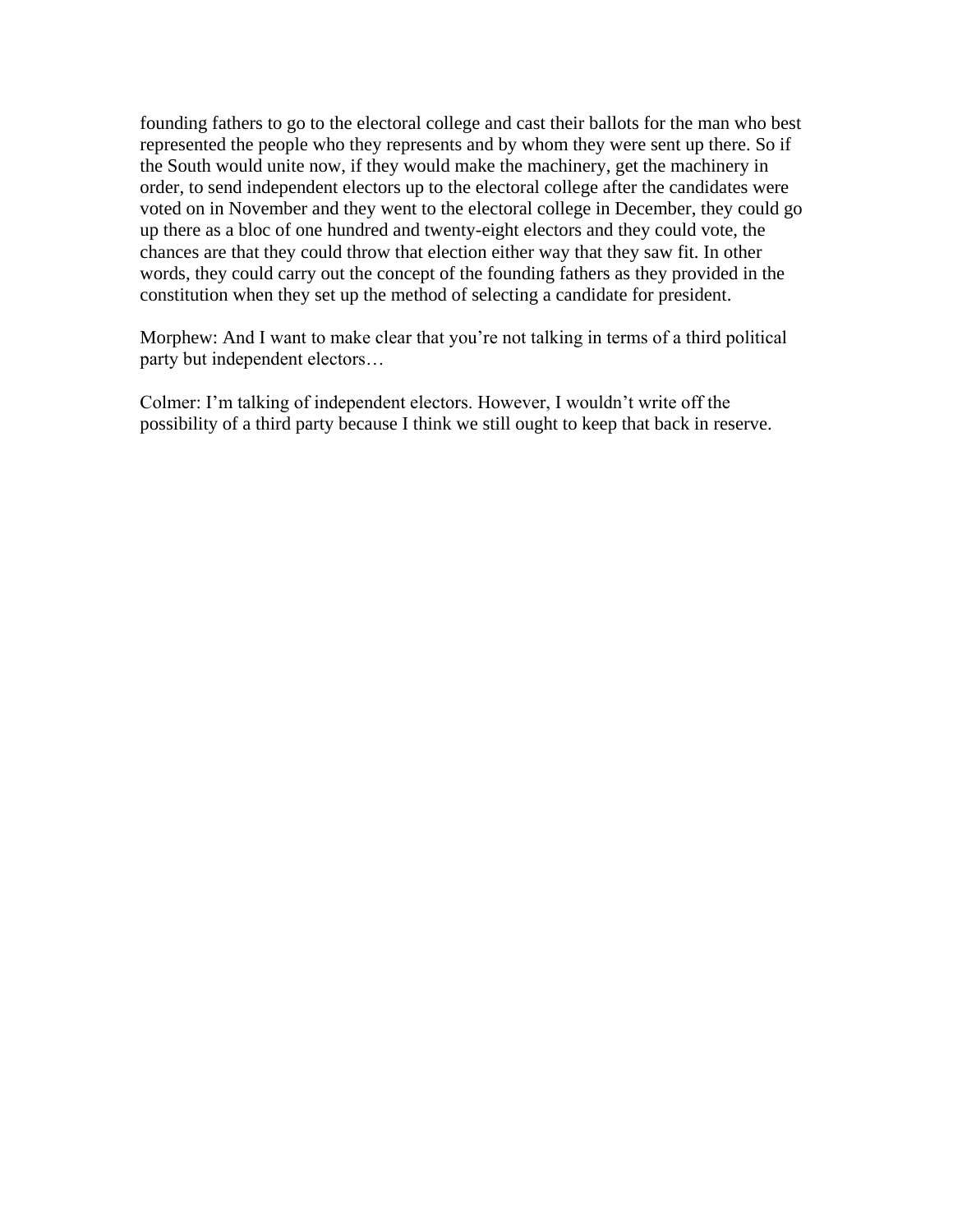founding fathers to go to the electoral college and cast their ballots for the man who best represented the people who they represents and by whom they were sent up there. So if the South would unite now, if they would make the machinery, get the machinery in order, to send independent electors up to the electoral college after the candidates were voted on in November and they went to the electoral college in December, they could go up there as a bloc of one hundred and twenty-eight electors and they could vote, the chances are that they could throw that election either way that they saw fit. In other words, they could carry out the concept of the founding fathers as they provided in the constitution when they set up the method of selecting a candidate for president.

Morphew: And I want to make clear that you're not talking in terms of a third political party but independent electors…

Colmer: I'm talking of independent electors. However, I wouldn't write off the possibility of a third party because I think we still ought to keep that back in reserve.